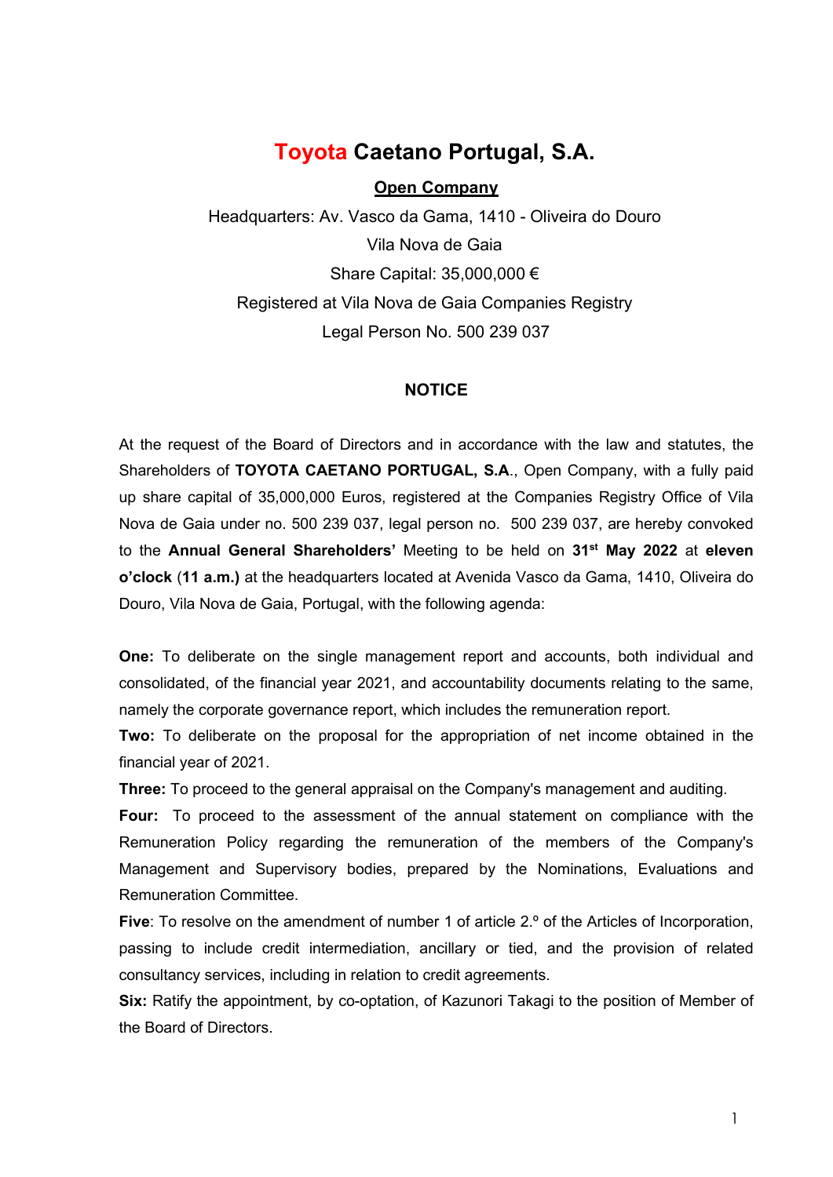# Toyota Caetano Portugal, S.A.

**Open Company**

Headquarters: Av. Vasco da Gama, 1410 - Oliveira do Douro

Vila Nova de Gaia

Share Capital: 35,000,000 €

Registered at Vila Nova de Gaia Companies Registry

Legal Person No. 500 239 037

## NOTICE

At the request of the Board of Directors and in accordance with the law and statutes, the Shareholders of **TOYOTA CAETANO PORTUGAL, S.A**., Open Company, with a fully paid up share capital of 35,000,000 Euros, registered at the Companies Registry Office of Vila Nova de Gaia under no. 500 239 037, legal person no. 500 239 037, are hereby convoked to the **Annual General Shareholders'** Meeting to be held on **31st May 2022** at **eleven o'clock** (**11 a.m.)** at the headquarters located at Avenida Vasco da Gama, 1410, Oliveira do Douro, Vila Nova de Gaia, Portugal, with the following agenda:

**One:** To deliberate on the single management report and accounts, both individual and consolidated, of the financial year 2021, and accountability documents relating to the same, namely the corporate governance report, which includes the remuneration report.

**Two:** To deliberate on the proposal for the appropriation of net income obtained in the financial year of 2021.

**Three:** To proceed to the general appraisal on the Company's management and auditing.

**Four:** To proceed to the assessment of the annual statement on compliance with the Remuneration Policy regarding the remuneration of the members of the Company's Management and Supervisory bodies, prepared by the Nominations, Evaluations and Remuneration Committee.

**Five**: To resolve on the amendment of number 1 of article 2.º of the Articles of Incorporation, passing to include credit intermediation, ancillary or tied, and the provision of related consultancy services, including in relation to credit agreements.

**Six:** Ratify the appointment, by co-optation, of Kazunori Takagi to the position of Member of the Board of Directors.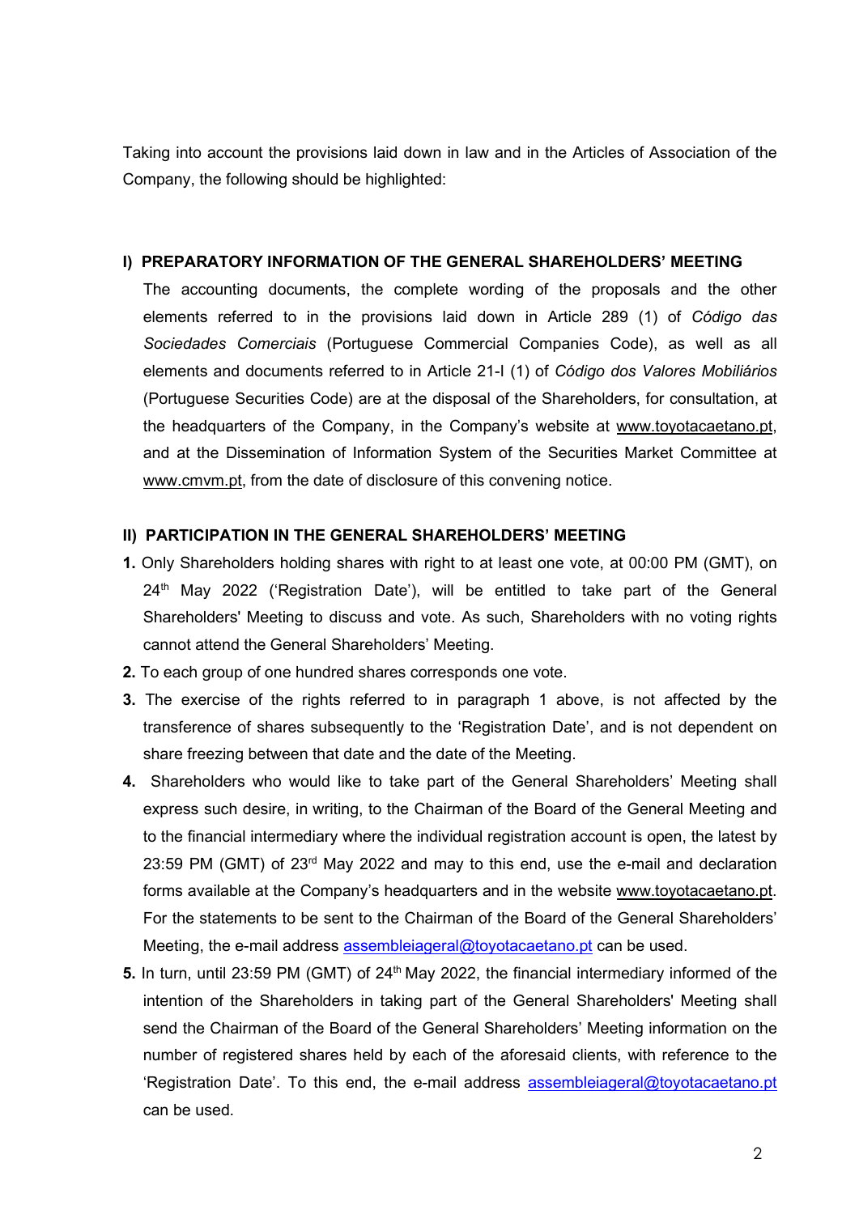Taking into account the provisions laid down in law and in the Articles of Association of the Company, the following should be highlighted:

## I) PREPARATORY INFORMATION OF THE GENERAL SHAREHOLDERS' MEETING

The accounting documents, the complete wording of the proposals and the other elements referred to in the provisions laid down in Article 289 (1) of *Código das Sociedades Comerciais* (Portuguese Commercial Companies Code), as well as all elements and documents referred to in Article 21-I (1) of *Código dos Valores Mobiliários* (Portuguese Securities Code) are at the disposal of the Shareholders, for consultation, at the headquarters of the Company, in the Company's website at www.toyotacaetano.pt, and at the Dissemination of Information System of the Securities Market Committee at www.cmvm.pt, from the date of disclosure of this convening notice.

## II) PARTICIPATION IN THE GENERAL SHAREHOLDERS' MEETING

**1.** Only Shareholders holding shares with right to at least one vote, at 00:00 PM (GMT), on 24th May 2022 ('Registration Date'), will be entitled to take part of the General Shareholders' Meeting to discuss and vote. As such, Shareholders with no voting rights cannot attend the General Shareholders' Meeting.

**2.** To each group of one hundred shares corresponds one vote.

**3.** The exercise of the rights referred to in paragraph 1 above, is not affected by the transference of shares subsequently to the 'Registration Date', and is not dependent on share freezing between that date and the date of the Meeting.

**4.** Shareholders who would like to take part of the General Shareholders' Meeting shall express such desire, in writing, to the Chairman of the Board of the General Meeting and to the financial intermediary where the individual registration account is open, the latest by 23:59 PM (GMT) of 23rd May 2022 and may to this end, use the e-mail and declaration forms available at the Company's headquarters and in the website www.toyotacaetano.pt. For the statements to be sent to the Chairman of the Board of the General Shareholders' Meeting, the e-mail address assembleiageral@toyotacaetano.pt can be used.

**5.** In turn, until 23:59 PM (GMT) of 24th May 2022, the financial intermediary informed of the intention of the Shareholders in taking part of the General Shareholders' Meeting shall send the Chairman of the Board of the General Shareholders' Meeting information on the number of registered shares held by each of the aforesaid clients, with reference to the 'Registration Date'. To this end, the e-mail address assembleiageral@toyotacaetano.pt can be used.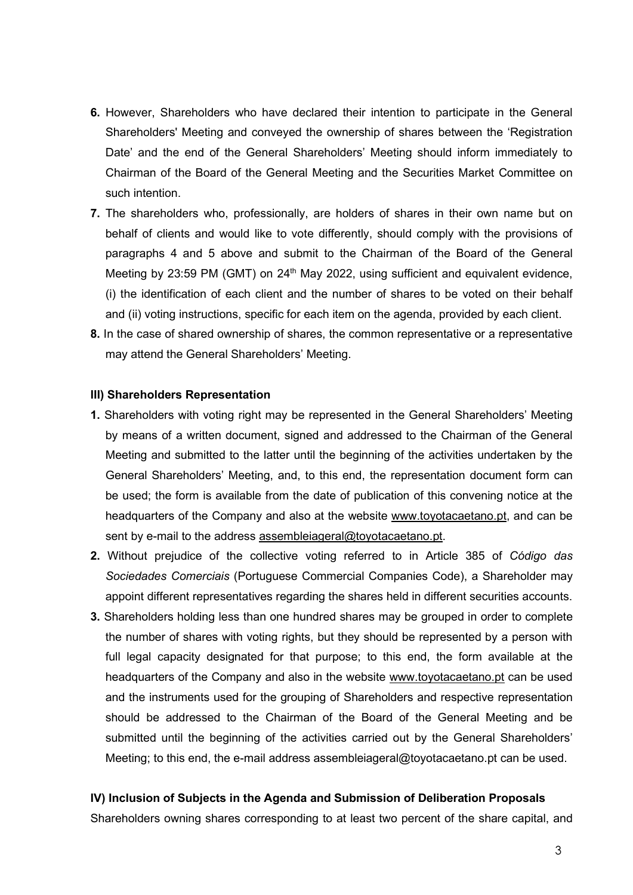6. However, Shareholders who have declared their intention to participate in the General Shareholders' Meeting and conveyed the ownership of shares between the 'Registration Date' and the end of the General Shareholders' Meeting should inform immediately to Chairman of the Board of the General Meeting and the Securities Market Committee on such intention.

7. The shareholders who, professionally, are holders of shares in their own name but on behalf of clients and would like to vote differently, should comply with the provisions of paragraphs 4 and 5 above and submit to the Chairman of the Board of the General Meeting by 23:59 PM (GMT) on 24th May 2022, using sufficient and equivalent evidence, (i) the identification of each client and the number of shares to be voted on their behalf and (ii) voting instructions, specific for each item on the agenda, provided by each client.

8. In the case of shared ownership of shares, the common representative or a representative may attend the General Shareholders' Meeting.

**III) Shareholders Representation**

1. Shareholders with voting right may be represented in the General Shareholders' Meeting by means of a written document, signed and addressed to the Chairman of the General Meeting and submitted to the latter until the beginning of the activities undertaken by the General Shareholders' Meeting, and, to this end, the representation document form can be used; the form is available from the date of publication of this convening notice at the headquarters of the Company and also at the website www.toyotacaetano.pt, and can be sent by e-mail to the address assembleiageral@toyotacaetano.pt.

2. Without prejudice of the collective voting referred to in Article 385 of *Código das Sociedades Comerciais* (Portuguese Commercial Companies Code), a Shareholder may appoint different representatives regarding the shares held in different securities accounts.

3. Shareholders holding less than one hundred shares may be grouped in order to complete the number of shares with voting rights, but they should be represented by a person with full legal capacity designated for that purpose; to this end, the form available at the headquarters of the Company and also in the website www.toyotacaetano.pt can be used and the instruments used for the grouping of Shareholders and respective representation should be addressed to the Chairman of the Board of the General Meeting and be submitted until the beginning of the activities carried out by the General Shareholders' Meeting; to this end, the e-mail address assembleiageral@toyotacaetano.pt can be used.

**IV) Inclusion of Subjects in the Agenda and Submission of Deliberation Proposals**

Shareholders owning shares corresponding to at least two percent of the share capital, and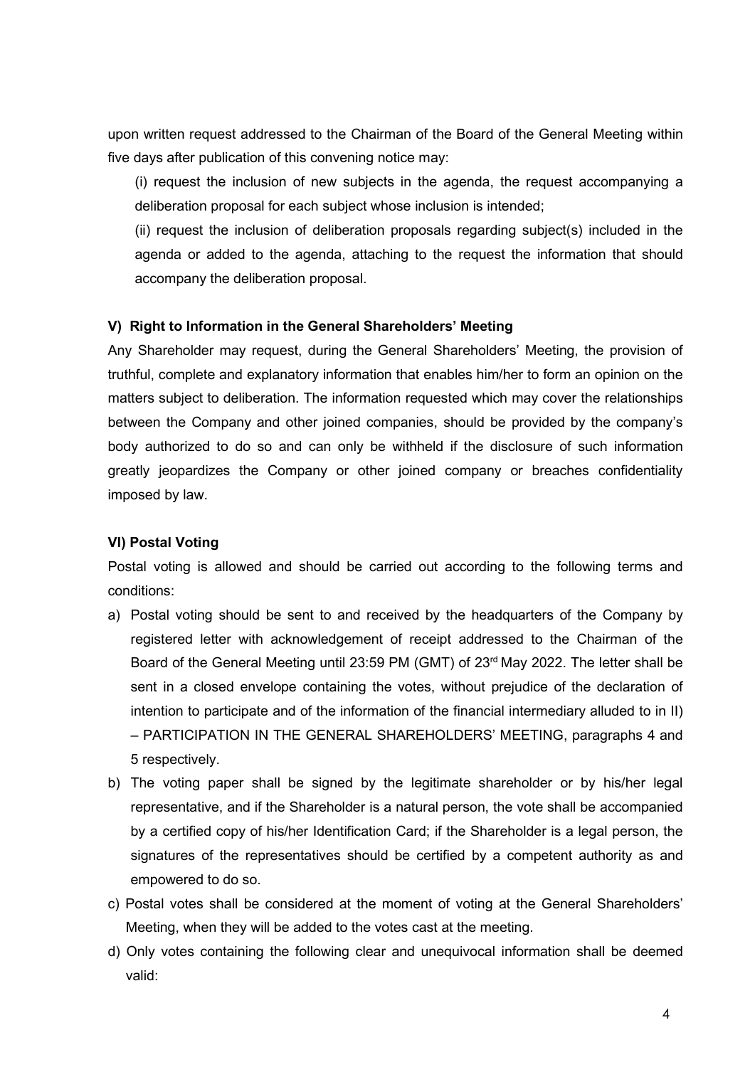upon written request addressed to the Chairman of the Board of the General Meeting within five days after publication of this convening notice may:

(i) request the inclusion of new subjects in the agenda, the request accompanying a deliberation proposal for each subject whose inclusion is intended;

(ii) request the inclusion of deliberation proposals regarding subject(s) included in the agenda or added to the agenda, attaching to the request the information that should accompany the deliberation proposal.

**V) Right to Information in the General Shareholders' Meeting**

Any Shareholder may request, during the General Shareholders' Meeting, the provision of truthful, complete and explanatory information that enables him/her to form an opinion on the matters subject to deliberation. The information requested which may cover the relationships between the Company and other joined companies, should be provided by the company's body authorized to do so and can only be withheld if the disclosure of such information greatly jeopardizes the Company or other joined company or breaches confidentiality imposed by law.

**VI) Postal Voting**

Postal voting is allowed and should be carried out according to the following terms and conditions:

a) Postal voting should be sent to and received by the headquarters of the Company by registered letter with acknowledgement of receipt addressed to the Chairman of the Board of the General Meeting until 23:59 PM (GMT) of 23rd May 2022. The letter shall be sent in a closed envelope containing the votes, without prejudice of the declaration of intention to participate and of the information of the financial intermediary alluded to in II) – PARTICIPATION IN THE GENERAL SHAREHOLDERS' MEETING, paragraphs 4 and 5 respectively.

b) The voting paper shall be signed by the legitimate shareholder or by his/her legal representative, and if the Shareholder is a natural person, the vote shall be accompanied by a certified copy of his/her Identification Card; if the Shareholder is a legal person, the signatures of the representatives should be certified by a competent authority as and empowered to do so.

c) Postal votes shall be considered at the moment of voting at the General Shareholders' Meeting, when they will be added to the votes cast at the meeting.

d) Only votes containing the following clear and unequivocal information shall be deemed valid: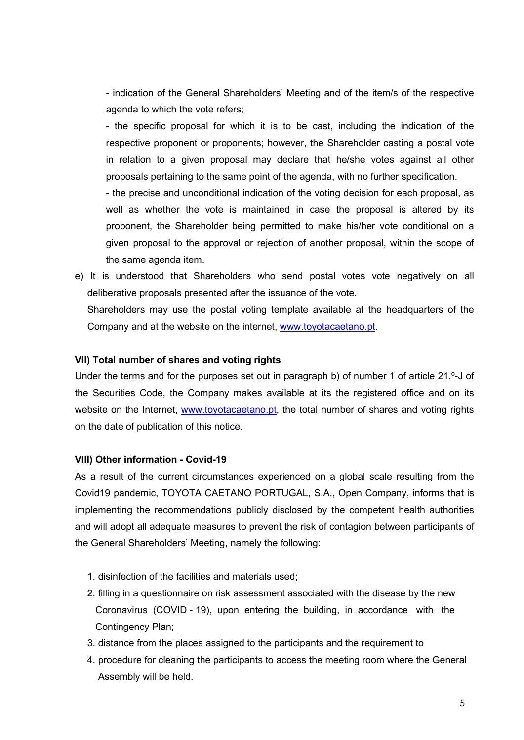- indication of the General Shareholders' Meeting and of the item/s of the respective agenda to which the vote refers;

- the specific proposal for which it is to be cast, including the indication of the respective proponent or proponents; however, the Shareholder casting a postal vote in relation to a given proposal may declare that he/she votes against all other proposals pertaining to the same point of the agenda, with no further specification.

- the precise and unconditional indication of the voting decision for each proposal, as well as whether the vote is maintained in case the proposal is altered by its proponent, the Shareholder being permitted to make his/her vote conditional on a given proposal to the approval or rejection of another proposal, within the scope of the same agenda item.

e) It is understood that Shareholders who send postal votes vote negatively on all deliberative proposals presented after the issuance of the vote.

Shareholders may use the postal voting template available at the headquarters of the Company and at the website on the internet, www.toyotacaetano.pt.

**VII) Total number of shares and voting rights**

Under the terms and for the purposes set out in paragraph b) of number 1 of article 21.º-J of the Securities Code, the Company makes available at its the registered office and on its website on the Internet, www.toyotacaetano.pt, the total number of shares and voting rights on the date of publication of this notice.

**VIII) Other information - Covid-19**

As a result of the current circumstances experienced on a global scale resulting from the Covid19 pandemic, TOYOTA CAETANO PORTUGAL, S.A., Open Company, informs that is implementing the recommendations publicly disclosed by the competent health authorities and will adopt all adequate measures to prevent the risk of contagion between participants of the General Shareholders' Meeting, namely the following:

1. disinfection of the facilities and materials used;
2. filling in a questionnaire on risk assessment associated with the disease by the new Coronavirus (COVID - 19), upon entering the building, in accordance with the Contingency Plan;
3. distance from the places assigned to the participants and the requirement to
4. procedure for cleaning the participants to access the meeting room where the General Assembly will be held.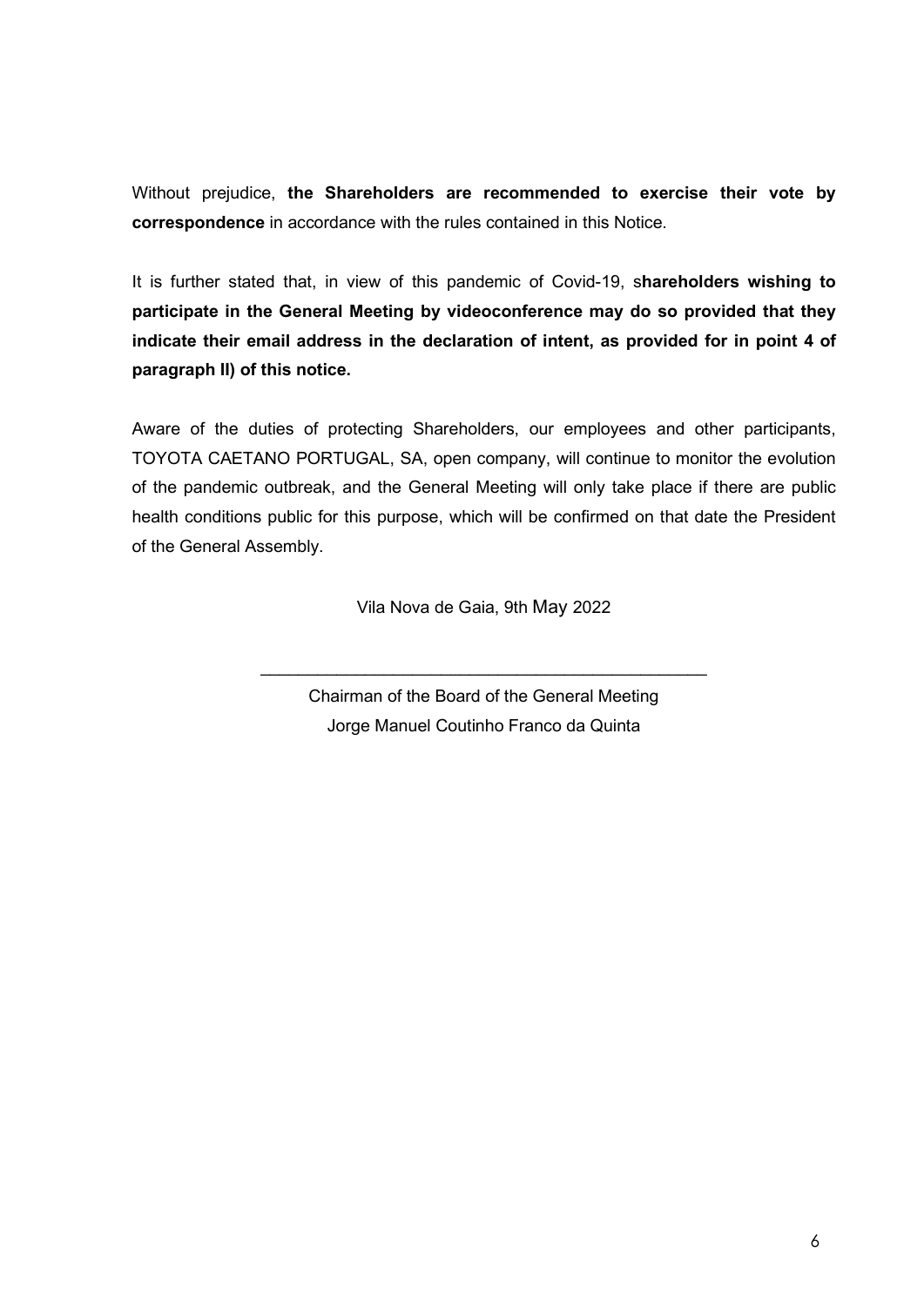Without prejudice, **the Shareholders are recommended to exercise their vote by correspondence** in accordance with the rules contained in this Notice.

It is further stated that, in view of this pandemic of Covid-19, s**hareholders wishing to participate in the General Meeting by videoconference may do so provided that they indicate their email address in the declaration of intent, as provided for in point 4 of paragraph II) of this notice.**

Aware of the duties of protecting Shareholders, our employees and other participants, TOYOTA CAETANO PORTUGAL, SA, open company, will continue to monitor the evolution of the pandemic outbreak, and the General Meeting will only take place if there are public health conditions public for this purpose, which will be confirmed on that date the President of the General Assembly.

Vila Nova de Gaia, 9th May 2022

\_\_\_\_\_\_\_\_\_\_\_\_\_\_\_\_\_\_\_\_\_\_\_\_\_\_\_\_\_\_\_\_\_\_\_\_\_\_\_\_\_\_\_\_\_\_\_\_

Chairman of the Board of the General Meeting

Jorge Manuel Coutinho Franco da Quinta